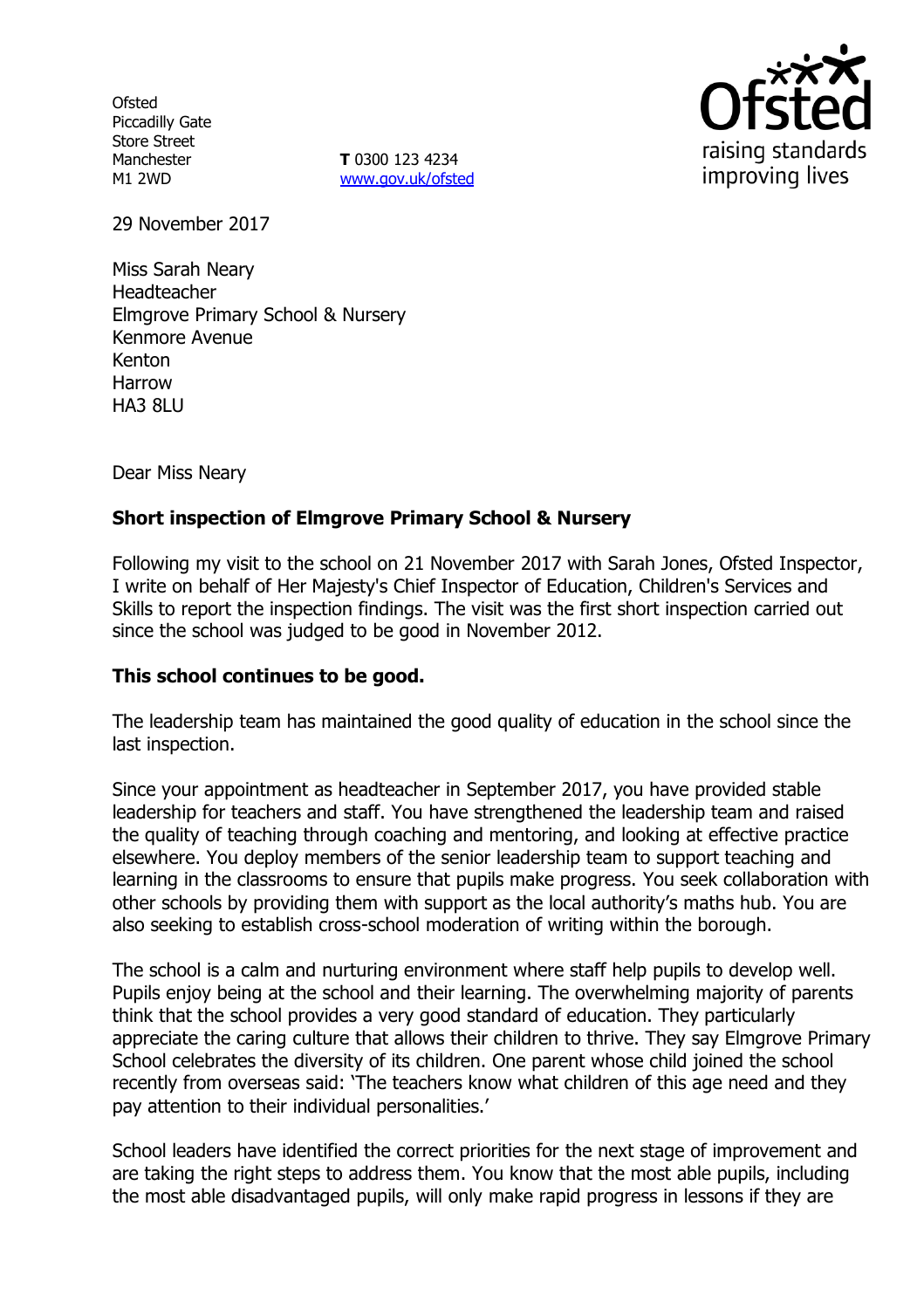Ofsted
Piccadilly Gate
Store Street
Manchester
M1 2WD

**T** 0300 123 4234
www.gov.uk/ofsted

29 November 2017

Miss Sarah Neary
Headteacher
Elmgrove Primary School & Nursery
Kenmore Avenue
Kenton
Harrow
HA3 8LU

Dear Miss Neary

**Short inspection of Elmgrove Primary School & Nursery**

Following my visit to the school on 21 November 2017 with Sarah Jones, Ofsted Inspector, I write on behalf of Her Majesty's Chief Inspector of Education, Children's Services and Skills to report the inspection findings. The visit was the first short inspection carried out since the school was judged to be good in November 2012.

**This school continues to be good.**

The leadership team has maintained the good quality of education in the school since the last inspection.

Since your appointment as headteacher in September 2017, you have provided stable leadership for teachers and staff. You have strengthened the leadership team and raised the quality of teaching through coaching and mentoring, and looking at effective practice elsewhere. You deploy members of the senior leadership team to support teaching and learning in the classrooms to ensure that pupils make progress. You seek collaboration with other schools by providing them with support as the local authority's maths hub. You are also seeking to establish cross-school moderation of writing within the borough.

The school is a calm and nurturing environment where staff help pupils to develop well. Pupils enjoy being at the school and their learning. The overwhelming majority of parents think that the school provides a very good standard of education. They particularly appreciate the caring culture that allows their children to thrive. They say Elmgrove Primary School celebrates the diversity of its children. One parent whose child joined the school recently from overseas said: 'The teachers know what children of this age need and they pay attention to their individual personalities.'

School leaders have identified the correct priorities for the next stage of improvement and are taking the right steps to address them. You know that the most able pupils, including the most able disadvantaged pupils, will only make rapid progress in lessons if they are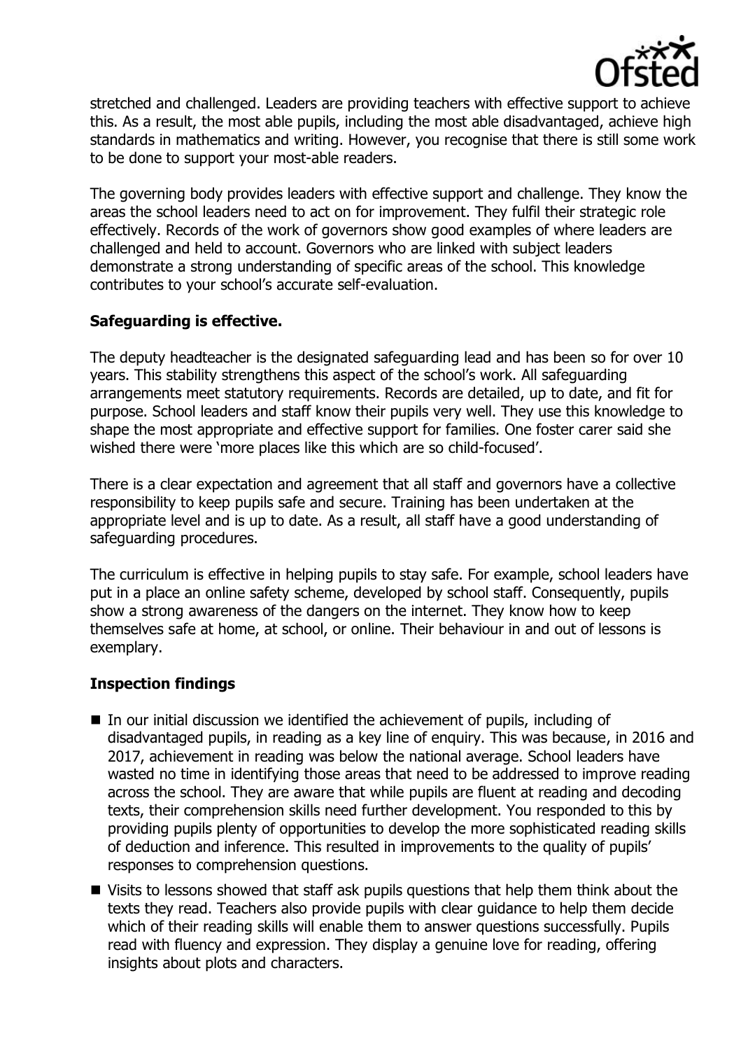stretched and challenged. Leaders are providing teachers with effective support to achieve this. As a result, the most able pupils, including the most able disadvantaged, achieve high standards in mathematics and writing. However, you recognise that there is still some work to be done to support your most-able readers.

The governing body provides leaders with effective support and challenge. They know the areas the school leaders need to act on for improvement. They fulfil their strategic role effectively. Records of the work of governors show good examples of where leaders are challenged and held to account. Governors who are linked with subject leaders demonstrate a strong understanding of specific areas of the school. This knowledge contributes to your school's accurate self-evaluation.

## Safeguarding is effective.

The deputy headteacher is the designated safeguarding lead and has been so for over 10 years. This stability strengthens this aspect of the school's work. All safeguarding arrangements meet statutory requirements. Records are detailed, up to date, and fit for purpose. School leaders and staff know their pupils very well. They use this knowledge to shape the most appropriate and effective support for families. One foster carer said she wished there were 'more places like this which are so child-focused'.

There is a clear expectation and agreement that all staff and governors have a collective responsibility to keep pupils safe and secure. Training has been undertaken at the appropriate level and is up to date. As a result, all staff have a good understanding of safeguarding procedures.

The curriculum is effective in helping pupils to stay safe. For example, school leaders have put in a place an online safety scheme, developed by school staff. Consequently, pupils show a strong awareness of the dangers on the internet. They know how to keep themselves safe at home, at school, or online. Their behaviour in and out of lessons is exemplary.

## Inspection findings

- In our initial discussion we identified the achievement of pupils, including of disadvantaged pupils, in reading as a key line of enquiry. This was because, in 2016 and 2017, achievement in reading was below the national average. School leaders have wasted no time in identifying those areas that need to be addressed to improve reading across the school. They are aware that while pupils are fluent at reading and decoding texts, their comprehension skills need further development. You responded to this by providing pupils plenty of opportunities to develop the more sophisticated reading skills of deduction and inference. This resulted in improvements to the quality of pupils' responses to comprehension questions.
- Visits to lessons showed that staff ask pupils questions that help them think about the texts they read. Teachers also provide pupils with clear guidance to help them decide which of their reading skills will enable them to answer questions successfully. Pupils read with fluency and expression. They display a genuine love for reading, offering insights about plots and characters.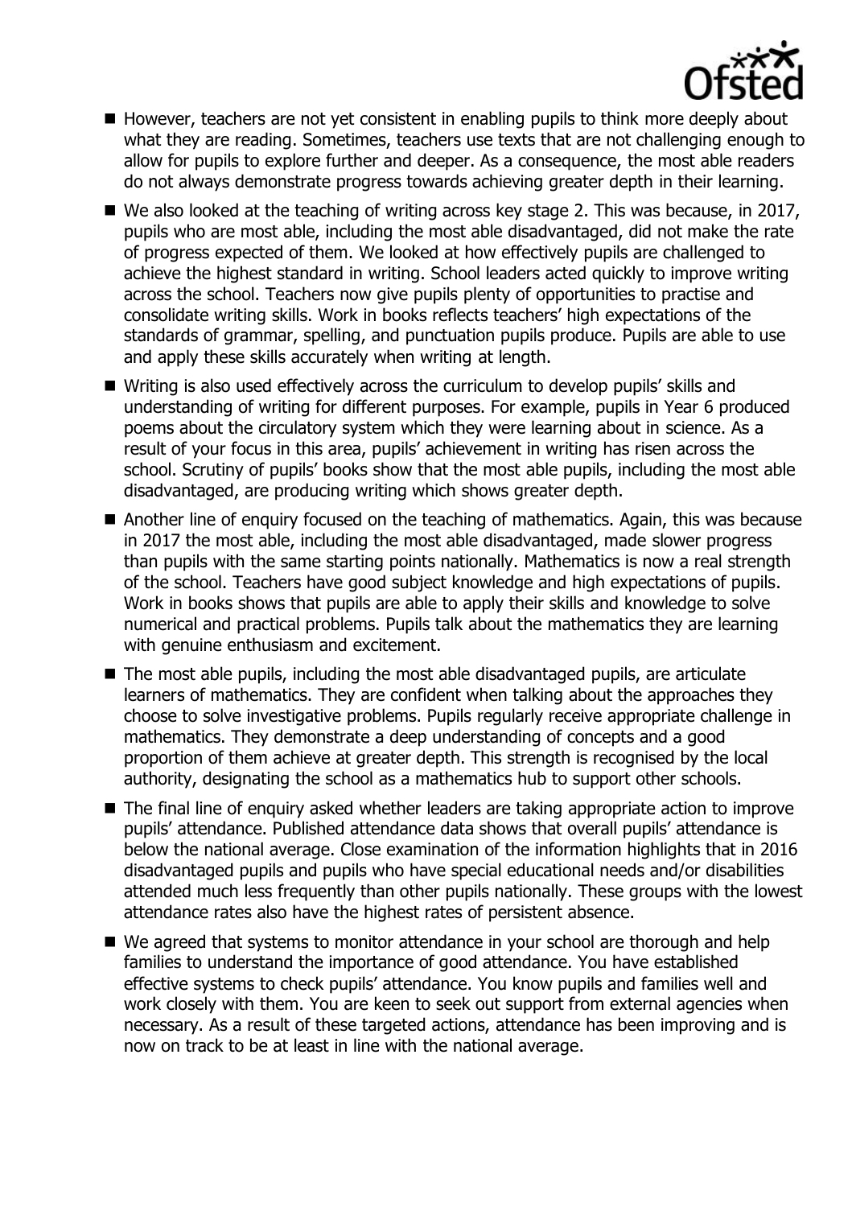- However, teachers are not yet consistent in enabling pupils to think more deeply about what they are reading. Sometimes, teachers use texts that are not challenging enough to allow for pupils to explore further and deeper. As a consequence, the most able readers do not always demonstrate progress towards achieving greater depth in their learning.
- We also looked at the teaching of writing across key stage 2. This was because, in 2017, pupils who are most able, including the most able disadvantaged, did not make the rate of progress expected of them. We looked at how effectively pupils are challenged to achieve the highest standard in writing. School leaders acted quickly to improve writing across the school. Teachers now give pupils plenty of opportunities to practise and consolidate writing skills. Work in books reflects teachers' high expectations of the standards of grammar, spelling, and punctuation pupils produce. Pupils are able to use and apply these skills accurately when writing at length.
- Writing is also used effectively across the curriculum to develop pupils' skills and understanding of writing for different purposes. For example, pupils in Year 6 produced poems about the circulatory system which they were learning about in science. As a result of your focus in this area, pupils' achievement in writing has risen across the school. Scrutiny of pupils' books show that the most able pupils, including the most able disadvantaged, are producing writing which shows greater depth.
- Another line of enquiry focused on the teaching of mathematics. Again, this was because in 2017 the most able, including the most able disadvantaged, made slower progress than pupils with the same starting points nationally. Mathematics is now a real strength of the school. Teachers have good subject knowledge and high expectations of pupils. Work in books shows that pupils are able to apply their skills and knowledge to solve numerical and practical problems. Pupils talk about the mathematics they are learning with genuine enthusiasm and excitement.
- The most able pupils, including the most able disadvantaged pupils, are articulate learners of mathematics. They are confident when talking about the approaches they choose to solve investigative problems. Pupils regularly receive appropriate challenge in mathematics. They demonstrate a deep understanding of concepts and a good proportion of them achieve at greater depth. This strength is recognised by the local authority, designating the school as a mathematics hub to support other schools.
- The final line of enquiry asked whether leaders are taking appropriate action to improve pupils' attendance. Published attendance data shows that overall pupils' attendance is below the national average. Close examination of the information highlights that in 2016 disadvantaged pupils and pupils who have special educational needs and/or disabilities attended much less frequently than other pupils nationally. These groups with the lowest attendance rates also have the highest rates of persistent absence.
- We agreed that systems to monitor attendance in your school are thorough and help families to understand the importance of good attendance. You have established effective systems to check pupils' attendance. You know pupils and families well and work closely with them. You are keen to seek out support from external agencies when necessary. As a result of these targeted actions, attendance has been improving and is now on track to be at least in line with the national average.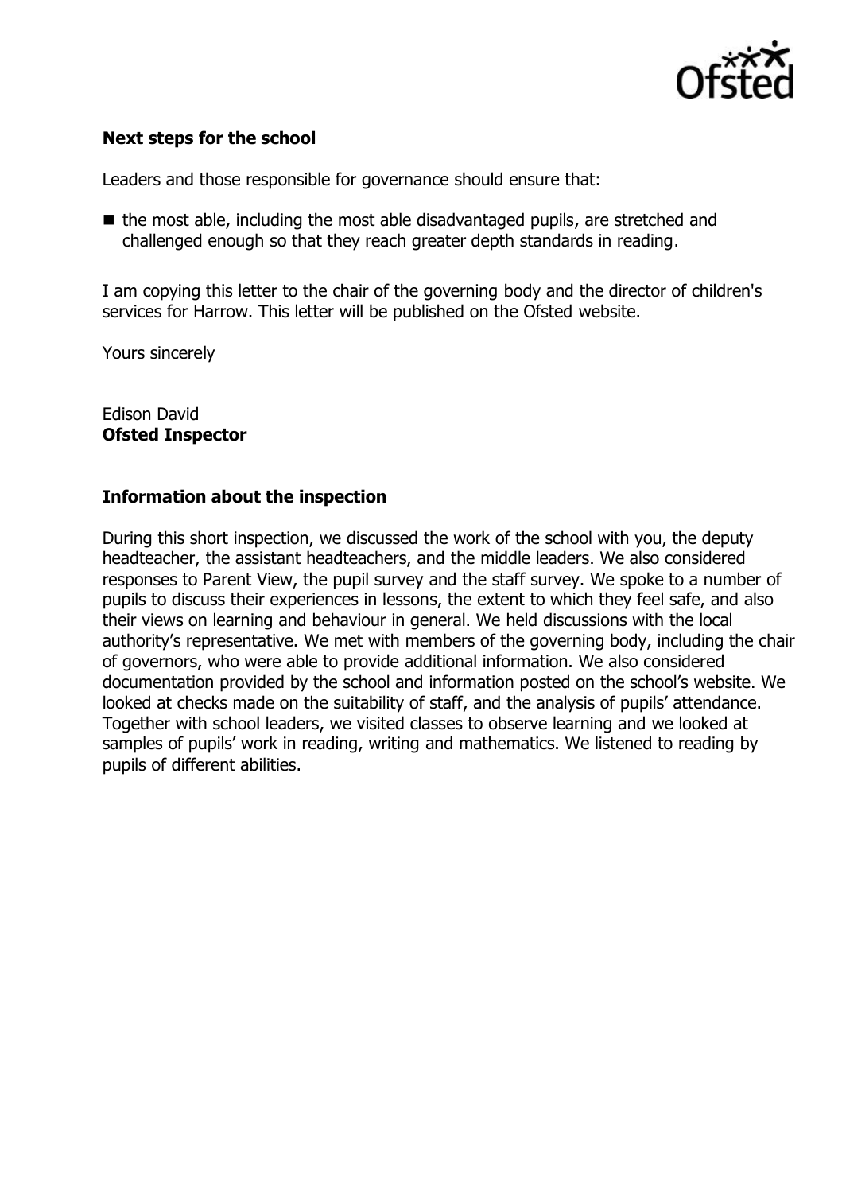### Next steps for the school

Leaders and those responsible for governance should ensure that:

- the most able, including the most able disadvantaged pupils, are stretched and challenged enough so that they reach greater depth standards in reading.

I am copying this letter to the chair of the governing body and the director of children's services for Harrow. This letter will be published on the Ofsted website.

Yours sincerely

Edison David
**Ofsted Inspector**

### Information about the inspection

During this short inspection, we discussed the work of the school with you, the deputy headteacher, the assistant headteachers, and the middle leaders. We also considered responses to Parent View, the pupil survey and the staff survey. We spoke to a number of pupils to discuss their experiences in lessons, the extent to which they feel safe, and also their views on learning and behaviour in general. We held discussions with the local authority's representative. We met with members of the governing body, including the chair of governors, who were able to provide additional information. We also considered documentation provided by the school and information posted on the school's website. We looked at checks made on the suitability of staff, and the analysis of pupils' attendance. Together with school leaders, we visited classes to observe learning and we looked at samples of pupils' work in reading, writing and mathematics. We listened to reading by pupils of different abilities.